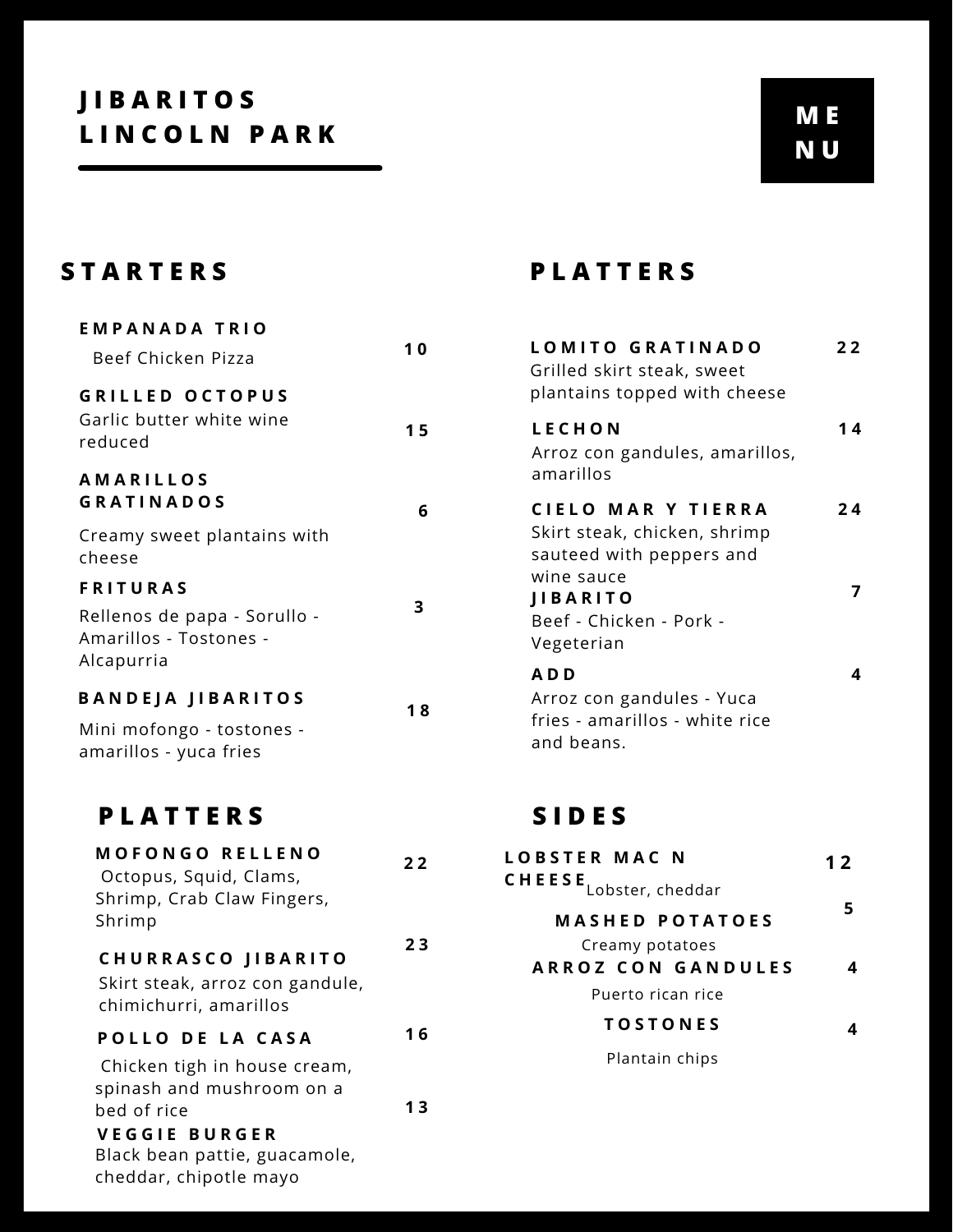# JIBARITOS LINCOLN PARK

**MENU**

## STARTERS

**EMPANADA TRIO** — 10
Beef Chicken Pizza

**GRILLED OCTOPUS** — 15
Garlic butter white wine reduced

**AMARILLOS GRATINADOS** — 6
Creamy sweet plantains with cheese

**FRITURAS** — 3
Rellenos de papa - Sorullo - Amarillos - Tostones - Alcapurria

**BANDEJA JIBARITOS** — 18
Mini mofongo - tostones - amarillos - yuca fries

## PLATTERS

**MOFONGO RELLENO** — 22
Octopus, Squid, Clams, Shrimp, Crab Claw Fingers, Shrimp

**CHURRASCO JIBARITO** — 23
Skirt steak, arroz con gandule, chimichurri, amarillos

**POLLO DE LA CASA** — 16
Chicken tigh in house cream, spinash and mushroom on a bed of rice

**VEGGIE BURGER** — 13
Black bean pattie, guacamole, cheddar, chipotle mayo

## PLATTERS

**LOMITO GRATINADO** — 22
Grilled skirt steak, sweet plantains topped with cheese

**LECHON** — 14
Arroz con gandules, amarillos, amarillos

**CIELO MAR Y TIERRA** — 24
Skirt steak, chicken, shrimp sauteed with peppers and wine sauce

**JIBARITO** — 7
Beef - Chicken - Pork - Vegeterian

**ADD** — 4
Arroz con gandules - Yuca fries - amarillos - white rice and beans.

## SIDES

**LOBSTER MAC N CHEESE** — 12
Lobster, cheddar

**MASHED POTATOES** — 5
Creamy potatoes

**ARROZ CON GANDULES** — 4
Puerto rican rice

**TOSTONES** — 4
Plantain chips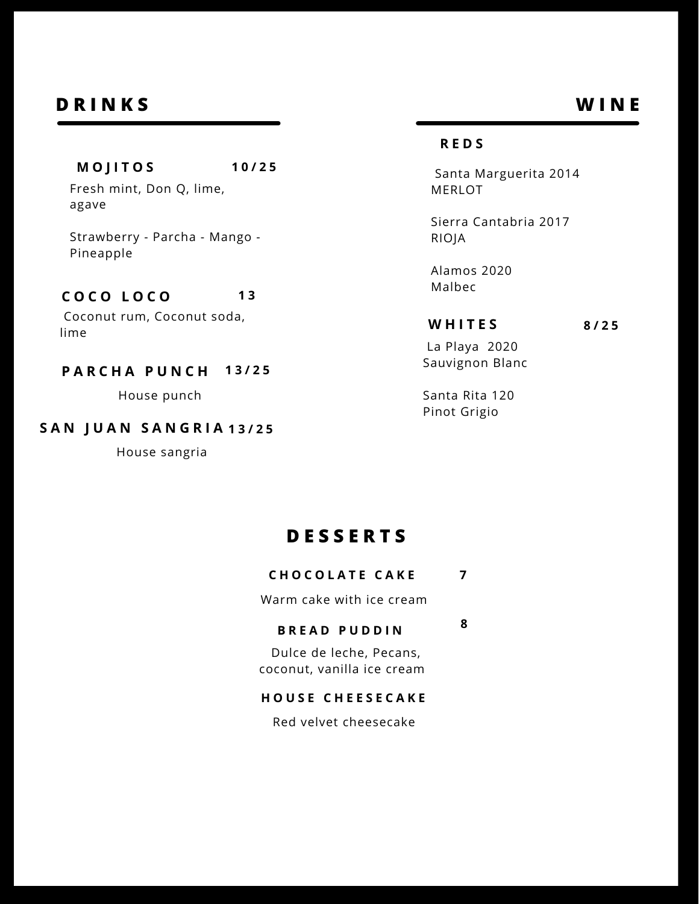## DRINKS

### MOJITOS 10/25

Fresh mint, Don Q, lime, agave

Strawberry - Parcha - Mango - Pineapple

### COCO LOCO 13

Coconut rum, Coconut soda, lime

### PARCHA PUNCH 13/25

House punch

### SAN JUAN SANGRIA 13/25

House sangria

## WINE

### REDS

Santa Marguerita 2014
MERLOT

Sierra Cantabria 2017
RIOJA

Alamos 2020
Malbec

### WHITES 8/25

La Playa 2020
Sauvignon Blanc

Santa Rita 120
Pinot Grigio

## DESSERTS

### CHOCOLATE CAKE 7

Warm cake with ice cream

### BREAD PUDDIN 8

Dulce de leche, Pecans, coconut, vanilla ice cream

### HOUSE CHEESECAKE

Red velvet cheesecake